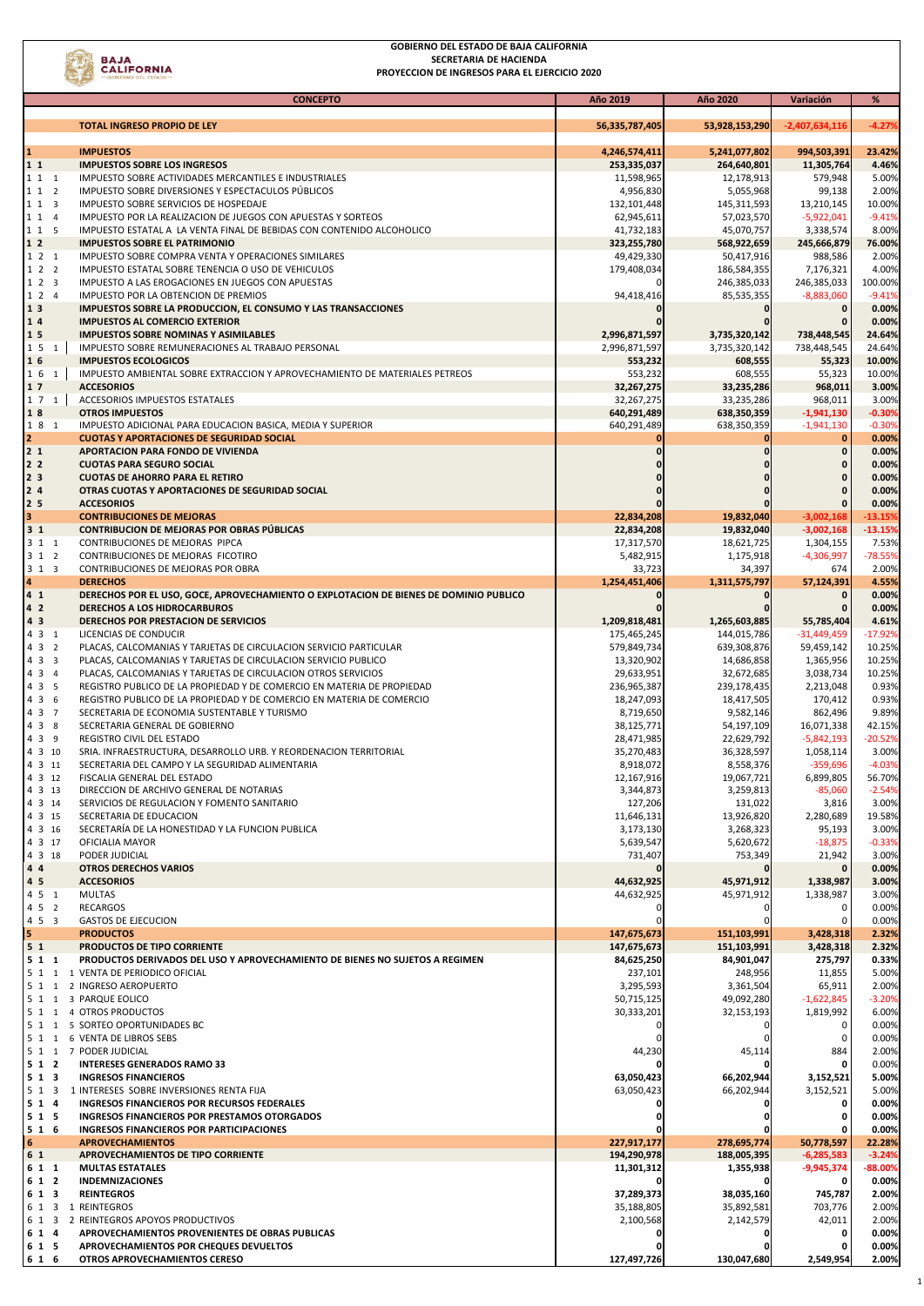**GOBIERNO DEL ESTADO DE BAJA CALIFORNIA**
**SECRETARIA DE HACIENDA**
**PROYECCION DE INGRESOS PARA EL EJERCICIO 2020**

| | CONCEPTO | Año 2019 | Año 2020 | Variación | % |
|---|---|---|---|---|---|
| | **TOTAL INGRESO PROPIO DE LEY** | **56,335,787,405** | **53,928,153,290** | **-2,407,634,116** | **-4.27%** |
| **1** | **IMPUESTOS** | **4,246,574,411** | **5,241,077,802** | **994,503,391** | **23.42%** |
| **1 1** | **IMPUESTOS SOBRE LOS INGRESOS** | **253,335,037** | **264,640,801** | **11,305,764** | **4.46%** |
| 1 1 1 | IMPUESTO SOBRE ACTIVIDADES MERCANTILES E INDUSTRIALES | 11,598,965 | 12,178,913 | 579,948 | 5.00% |
| 1 1 2 | IMPUESTO SOBRE DIVERSIONES Y ESPECTACULOS PÚBLICOS | 4,956,830 | 5,055,968 | 99,138 | 2.00% |
| 1 1 3 | IMPUESTO SOBRE SERVICIOS DE HOSPEDAJE | 132,101,448 | 145,311,593 | 13,210,145 | 10.00% |
| 1 1 4 | IMPUESTO POR LA REALIZACION DE JUEGOS CON APUESTAS Y SORTEOS | 62,945,611 | 57,023,570 | -5,922,041 | -9.41% |
| 1 1 5 | IMPUESTO ESTATAL A LA VENTA FINAL DE BEBIDAS CON CONTENIDO ALCOHOLICO | 41,732,183 | 45,070,757 | 3,338,574 | 8.00% |
| **1 2** | **IMPUESTOS SOBRE EL PATRIMONIO** | **323,255,780** | **568,922,659** | **245,666,879** | **76.00%** |
| 1 2 1 | IMPUESTO SOBRE COMPRA VENTA Y OPERACIONES SIMILARES | 49,429,330 | 50,417,916 | 988,586 | 2.00% |
| 1 2 2 | IMPUESTO ESTATAL SOBRE TENENCIA O USO DE VEHICULOS | 179,408,034 | 186,584,355 | 7,176,321 | 4.00% |
| 1 2 3 | IMPUESTO A LAS EROGACIONES EN JUEGOS CON APUESTAS | 0 | 246,385,033 | 246,385,033 | 100.00% |
| 1 2 4 | IMPUESTO POR LA OBTENCION DE PREMIOS | 94,418,416 | 85,535,355 | -8,883,060 | -9.41% |
| **1 3** | **IMPUESTOS SOBRE LA PRODUCCION, EL CONSUMO Y LAS TRANSACCIONES** | **0** | **0** | **0** | **0.00%** |
| **1 4** | **IMPUESTOS AL COMERCIO EXTERIOR** | **0** | **0** | **0** | **0.00%** |
| **1 5** | **IMPUESTOS SOBRE NOMINAS Y ASIMILABLES** | **2,996,871,597** | **3,735,320,142** | **738,448,545** | **24.64%** |
| 1 5 1 | IMPUESTO SOBRE REMUNERACIONES AL TRABAJO PERSONAL | 2,996,871,597 | 3,735,320,142 | 738,448,545 | 24.64% |
| **1 6** | **IMPUESTOS ECOLOGICOS** | **553,232** | **608,555** | **55,323** | **10.00%** |
| 1 6 1 | IMPUESTO AMBIENTAL SOBRE EXTRACCION Y APROVECHAMIENTO DE MATERIALES PETREOS | 553,232 | 608,555 | 55,323 | 10.00% |
| **1 7** | **ACCESORIOS** | **32,267,275** | **33,235,286** | **968,011** | **3.00%** |
| 1 7 1 | ACCESORIOS IMPUESTOS ESTATALES | 32,267,275 | 33,235,286 | 968,011 | 3.00% |
| **1 8** | **OTROS IMPUESTOS** | **640,291,489** | **638,350,359** | **-1,941,130** | **-0.30%** |
| 1 8 1 | IMPUESTO ADICIONAL PARA EDUCACION BASICA, MEDIA Y SUPERIOR | 640,291,489 | 638,350,359 | -1,941,130 | -0.30% |
| **2** | **CUOTAS Y APORTACIONES DE SEGURIDAD SOCIAL** | **0** | **0** | **0** | **0.00%** |
| **2 1** | **APORTACION PARA FONDO DE VIVIENDA** | **0** | **0** | **0** | **0.00%** |
| **2 2** | **CUOTAS PARA SEGURO SOCIAL** | **0** | **0** | **0** | **0.00%** |
| **2 3** | **CUOTAS DE AHORRO PARA EL RETIRO** | **0** | **0** | **0** | **0.00%** |
| **2 4** | **OTRAS CUOTAS Y APORTACIONES DE SEGURIDAD SOCIAL** | **0** | **0** | **0** | **0.00%** |
| **2 5** | **ACCESORIOS** | **0** | **0** | **0** | **0.00%** |
| **3** | **CONTRIBUCIONES DE MEJORAS** | **22,834,208** | **19,832,040** | **-3,002,168** | **-13.15%** |
| **3 1** | **CONTRIBUCION DE MEJORAS POR OBRAS PÚBLICAS** | **22,834,208** | **19,832,040** | **-3,002,168** | **-13.15%** |
| 3 1 1 | CONTRIBUCIONES DE MEJORAS PIPCA | 17,317,570 | 18,621,725 | 1,304,155 | 7.53% |
| 3 1 2 | CONTRIBUCIONES DE MEJORAS FICOTIRO | 5,482,915 | 1,175,918 | -4,306,997 | -78.55% |
| 3 1 3 | CONTRIBUCIONES DE MEJORAS POR OBRA | 33,723 | 34,397 | 674 | 2.00% |
| **4** | **DERECHOS** | **1,254,451,406** | **1,311,575,797** | **57,124,391** | **4.55%** |
| **4 1** | **DERECHOS POR EL USO, GOCE, APROVECHAMIENTO O EXPLOTACION DE BIENES DE DOMINIO PUBLICO** | **0** | **0** | **0** | **0.00%** |
| **4 2** | **DERECHOS A LOS HIDROCARBUROS** | **0** | **0** | **0** | **0.00%** |
| **4 3** | **DERECHOS POR PRESTACION DE SERVICIOS** | **1,209,818,481** | **1,265,603,885** | **55,785,404** | **4.61%** |
| 4 3 1 | LICENCIAS DE CONDUCIR | 175,465,245 | 144,015,786 | -31,449,459 | -17.92% |
| 4 3 2 | PLACAS, CALCOMANIAS Y TARJETAS DE CIRCULACION SERVICIO PARTICULAR | 579,849,734 | 639,308,876 | 59,459,142 | 10.25% |
| 4 3 3 | PLACAS, CALCOMANIAS Y TARJETAS DE CIRCULACION SERVICIO PUBLICO | 13,320,902 | 14,686,858 | 1,365,956 | 10.25% |
| 4 3 4 | PLACAS, CALCOMANIAS Y TARJETAS DE CIRCULACION OTROS SERVICIOS | 29,633,951 | 32,672,685 | 3,038,734 | 10.25% |
| 4 3 5 | REGISTRO PUBLICO DE LA PROPIEDAD Y DE COMERCIO EN MATERIA DE PROPIEDAD | 236,965,387 | 239,178,435 | 2,213,048 | 0.93% |
| 4 3 6 | REGISTRO PUBLICO DE LA PROPIEDAD Y DE COMERCIO EN MATERIA DE COMERCIO | 18,247,093 | 18,417,505 | 170,412 | 0.93% |
| 4 3 7 | SECRETARIA DE ECONOMIA SUSTENTABLE Y TURISMO | 8,719,650 | 9,582,146 | 862,496 | 9.89% |
| 4 3 8 | SECRETARIA GENERAL DE GOBIERNO | 38,125,771 | 54,197,109 | 16,071,338 | 42.15% |
| 4 3 9 | REGISTRO CIVIL DEL ESTADO | 28,471,985 | 22,629,792 | -5,842,193 | -20.52% |
| 4 3 10 | SRIA. INFRAESTRUCTURA, DESARROLLO URB. Y REORDENACION TERRITORIAL | 35,270,483 | 36,328,597 | 1,058,114 | 3.00% |
| 4 3 11 | SECRETARIA DEL CAMPO Y LA SEGURIDAD ALIMENTARIA | 8,918,072 | 8,558,376 | -359,696 | -4.03% |
| 4 3 12 | FISCALIA GENERAL DEL ESTADO | 12,167,916 | 19,067,721 | 6,899,805 | 56.70% |
| 4 3 13 | DIRECCION DE ARCHIVO GENERAL DE NOTARIAS | 3,344,873 | 3,259,813 | -85,060 | -2.54% |
| 4 3 14 | SERVICIOS DE REGULACION Y FOMENTO SANITARIO | 127,206 | 131,022 | 3,816 | 3.00% |
| 4 3 15 | SECRETARIA DE EDUCACION | 11,646,131 | 13,926,820 | 2,280,689 | 19.58% |
| 4 3 16 | SECRETARÍA DE LA HONESTIDAD Y LA FUNCION PUBLICA | 3,173,130 | 3,268,323 | 95,193 | 3.00% |
| 4 3 17 | OFICIALIA MAYOR | 5,639,547 | 5,620,672 | -18,875 | -0.33% |
| 4 3 18 | PODER JUDICIAL | 731,407 | 753,349 | 21,942 | 3.00% |
| **4 4** | **OTROS DERECHOS VARIOS** | **0** | **0** | **0** | **0.00%** |
| **4 5** | **ACCESORIOS** | **44,632,925** | **45,971,912** | **1,338,987** | **3.00%** |
| 4 5 1 | MULTAS | 44,632,925 | 45,971,912 | 1,338,987 | 3.00% |
| 4 5 2 | RECARGOS | 0 | 0 | 0 | 0.00% |
| 4 5 3 | GASTOS DE EJECUCION | 0 | 0 | 0 | 0.00% |
| **5** | **PRODUCTOS** | **147,675,673** | **151,103,991** | **3,428,318** | **2.32%** |
| **5 1** | **PRODUCTOS DE TIPO CORRIENTE** | **147,675,673** | **151,103,991** | **3,428,318** | **2.32%** |
| **5 1 1** | **PRODUCTOS DERIVADOS DEL USO Y APROVECHAMIENTO DE BIENES NO SUJETOS A REGIMEN** | **84,625,250** | **84,901,047** | **275,797** | **0.33%** |
| 5 1 1 1 | VENTA DE PERIODICO OFICIAL | 237,101 | 248,956 | 11,855 | 5.00% |
| 5 1 1 2 | INGRESO AEROPUERTO | 3,295,593 | 3,361,504 | 65,911 | 2.00% |
| 5 1 1 3 | PARQUE EOLICO | 50,715,125 | 49,092,280 | -1,622,845 | -3.20% |
| 5 1 1 4 | OTROS PRODUCTOS | 30,333,201 | 32,153,193 | 1,819,992 | 6.00% |
| 5 1 1 5 | SORTEO OPORTUNIDADES BC | 0 | 0 | 0 | 0.00% |
| 5 1 1 6 | VENTA DE LIBROS SEBS | 0 | 0 | 0 | 0.00% |
| 5 1 1 7 | PODER JUDICIAL | 44,230 | 45,114 | 884 | 2.00% |
| **5 1 2** | **INTERESES GENERADOS RAMO 33** | **0** | **0** | **0** | **0.00%** |
| **5 1 3** | **INGRESOS FINANCIEROS** | **63,050,423** | **66,202,944** | **3,152,521** | **5.00%** |
| 5 1 3 1 | INTERESES SOBRE INVERSIONES RENTA FIJA | 63,050,423 | 66,202,944 | 3,152,521 | 5.00% |
| **5 1 4** | **INGRESOS FINANCIEROS POR RECURSOS FEDERALES** | **0** | **0** | **0** | **0.00%** |
| **5 1 5** | **INGRESOS FINANCIEROS POR PRESTAMOS OTORGADOS** | **0** | **0** | **0** | **0.00%** |
| **5 1 6** | **INGRESOS FINANCIEROS POR PARTICIPACIONES** | **0** | **0** | **0** | **0.00%** |
| **6** | **APROVECHAMIENTOS** | **227,917,177** | **278,695,774** | **50,778,597** | **22.28%** |
| **6 1** | **APROVECHAMIENTOS DE TIPO CORRIENTE** | **194,290,978** | **188,005,395** | **-6,285,583** | **-3.24%** |
| **6 1 1** | **MULTAS ESTATALES** | **11,301,312** | **1,355,938** | **-9,945,374** | **-88.00%** |
| **6 1 2** | **INDEMNIZACIONES** | **0** | **0** | **0** | **0.00%** |
| **6 1 3** | **REINTEGROS** | **37,289,373** | **38,035,160** | **745,787** | **2.00%** |
| 6 1 3 1 | REINTEGROS | 35,188,805 | 35,892,581 | 703,776 | 2.00% |
| 6 1 3 2 | REINTEGROS APOYOS PRODUCTIVOS | 2,100,568 | 2,142,579 | 42,011 | 2.00% |
| **6 1 4** | **APROVECHAMIENTOS PROVENIENTES DE OBRAS PUBLICAS** | **0** | **0** | **0** | **0.00%** |
| **6 1 5** | **APROVECHAMIENTOS POR CHEQUES DEVUELTOS** | **0** | **0** | **0** | **0.00%** |
| **6 1 6** | **OTROS APROVECHAMIENTOS CERESO** | **127,497,726** | **130,047,680** | **2,549,954** | **2.00%** |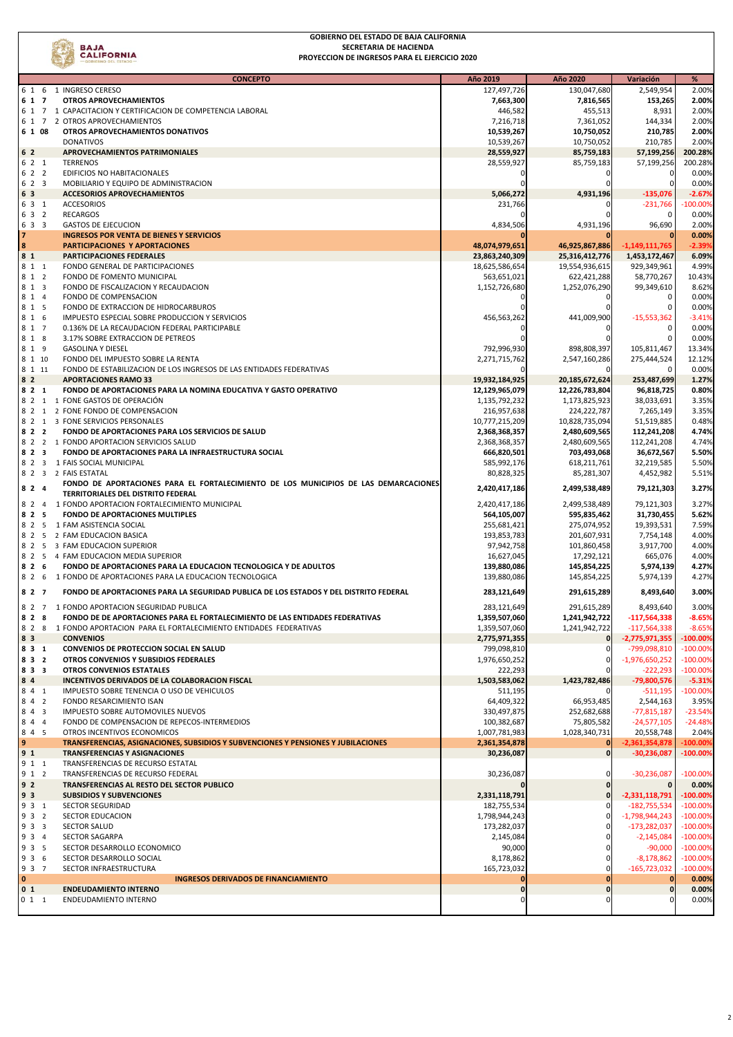**GOBIERNO DEL ESTADO DE BAJA CALIFORNIA**
**SECRETARIA DE HACIENDA**
**PROYECCION DE INGRESOS PARA EL EJERCICIO 2020**

| | CONCEPTO | Año 2019 | Año 2020 | Variación | % |
|---|---|---|---|---|---|
| 6 1 6 | 1 INGRESO CERESO | 127,497,726 | 130,047,680 | 2,549,954 | 2.00% |
| **6 1 7** | **OTROS APROVECHAMIENTOS** | **7,663,300** | **7,816,565** | **153,265** | **2.00%** |
| 6 1 7 | 1 CAPACITACION Y CERTIFICACION DE COMPETENCIA LABORAL | 446,582 | 455,513 | 8,931 | 2.00% |
| 6 1 7 | 2 OTROS APROVECHAMIENTOS | 7,216,718 | 7,361,052 | 144,334 | 2.00% |
| **6 1 08** | **OTROS APROVECHAMIENTOS DONATIVOS** | **10,539,267** | **10,750,052** | **210,785** | **2.00%** |
| | DONATIVOS | 10,539,267 | 10,750,052 | 210,785 | 2.00% |
| **6 2** | **APROVECHAMIENTOS PATRIMONIALES** | **28,559,927** | **85,759,183** | **57,199,256** | **200.28%** |
| 6 2 1 | TERRENOS | 28,559,927 | 85,759,183 | 57,199,256 | 200.28% |
| 6 2 2 | EDIFICIOS NO HABITACIONALES | 0 | 0 | 0 | 0.00% |
| 6 2 3 | MOBILIARIO Y EQUIPO DE ADMINISTRACION | 0 | 0 | 0 | 0.00% |
| **6 3** | **ACCESORIOS APROVECHAMIENTOS** | **5,066,272** | **4,931,196** | **-135,076** | **-2.67%** |
| 6 3 1 | ACCESORIOS | 231,766 | 0 | -231,766 | -100.00% |
| 6 3 2 | RECARGOS | 0 | 0 | 0 | 0.00% |
| 6 3 3 | GASTOS DE EJECUCION | 4,834,506 | 4,931,196 | 96,690 | 2.00% |
| **7** | **INGRESOS POR VENTA DE BIENES Y SERVICIOS** | **0** | **0** | **0** | **0.00%** |
| **8** | **PARTICIPACIONES Y APORTACIONES** | **48,074,979,651** | **46,925,867,886** | **-1,149,111,765** | **-2.39%** |
| **8 1** | **PARTICIPACIONES FEDERALES** | **23,863,240,309** | **25,316,412,776** | **1,453,172,467** | **6.09%** |
| 8 1 1 | FONDO GENERAL DE PARTICIPACIONES | 18,625,586,654 | 19,554,936,615 | 929,349,961 | 4.99% |
| 8 1 2 | FONDO DE FOMENTO MUNICIPAL | 563,651,021 | 622,421,288 | 58,770,267 | 10.43% |
| 8 1 3 | FONDO DE FISCALIZACION Y RECAUDACION | 1,152,726,680 | 1,252,076,290 | 99,349,610 | 8.62% |
| 8 1 4 | FONDO DE COMPENSACION | 0 | 0 | 0 | 0.00% |
| 8 1 5 | FONDO DE EXTRACCION DE HIDROCARBUROS | 0 | 0 | 0 | 0.00% |
| 8 1 6 | IMPUESTO ESPECIAL SOBRE PRODUCCION Y SERVICIOS | 456,563,262 | 441,009,900 | -15,553,362 | -3.41% |
| 8 1 7 | 0.136% DE LA RECAUDACION FEDERAL PARTICIPABLE | 0 | 0 | 0 | 0.00% |
| 8 1 8 | 3.17% SOBRE EXTRACCION DE PETREOS | 0 | 0 | 0 | 0.00% |
| 8 1 9 | GASOLINA Y DIESEL | 792,996,930 | 898,808,397 | 105,811,467 | 13.34% |
| 8 1 10 | FONDO DEL IMPUESTO SOBRE LA RENTA | 2,271,715,762 | 2,547,160,286 | 275,444,524 | 12.12% |
| 8 1 11 | FONDO DE ESTABILIZACION DE LOS INGRESOS DE LAS ENTIDADES FEDERATIVAS | 0 | 0 | 0 | 0.00% |
| **8 2** | **APORTACIONES RAMO 33** | **19,932,184,925** | **20,185,672,624** | **253,487,699** | **1.27%** |
| **8 2 1** | **FONDO DE APORTACIONES PARA LA NOMINA EDUCATIVA Y GASTO OPERATIVO** | **12,129,965,079** | **12,226,783,804** | **96,818,725** | **0.80%** |
| 8 2 1 | 1 FONE GASTOS DE OPERACIÓN | 1,135,792,232 | 1,173,825,923 | 38,033,691 | 3.35% |
| 8 2 1 | 2 FONE FONDO DE COMPENSACION | 216,957,638 | 224,222,787 | 7,265,149 | 3.35% |
| 8 2 1 | 3 FONE SERVICIOS PERSONALES | 10,777,215,209 | 10,828,735,094 | 51,519,885 | 0.48% |
| **8 2 2** | **FONDO DE APORTACIONES PARA LOS SERVICIOS DE SALUD** | **2,368,368,357** | **2,480,609,565** | **112,241,208** | **4.74%** |
| 8 2 2 | 1 FONDO APORTACION SERVICIOS SALUD | 2,368,368,357 | 2,480,609,565 | 112,241,208 | 4.74% |
| **8 2 3** | **FONDO DE APORTACIONES PARA LA INFRAESTRUCTURA SOCIAL** | **666,820,501** | **703,493,068** | **36,672,567** | **5.50%** |
| 8 2 3 | 1 FAIS SOCIAL MUNICIPAL | 585,992,176 | 618,211,761 | 32,219,585 | 5.50% |
| 8 2 3 | 2 FAIS ESTATAL | 80,828,325 | 85,281,307 | 4,452,982 | 5.51% |
| **8 2 4** | **FONDO DE APORTACIONES PARA EL FORTALECIMIENTO DE LOS MUNICIPIOS DE LAS DEMARCACIONES TERRITORIALES DEL DISTRITO FEDERAL** | **2,420,417,186** | **2,499,538,489** | **79,121,303** | **3.27%** |
| 8 2 4 | 1 FONDO APORTACION FORTALECIMIENTO MUNICIPAL | 2,420,417,186 | 2,499,538,489 | 79,121,303 | 3.27% |
| **8 2 5** | **FONDO DE APORTACIONES MULTIPLES** | **564,105,007** | **595,835,462** | **31,730,455** | **5.62%** |
| 8 2 5 | 1 FAM ASISTENCIA SOCIAL | 255,681,421 | 275,074,952 | 19,393,531 | 7.59% |
| 8 2 5 | 2 FAM EDUCACION BASICA | 193,853,783 | 201,607,931 | 7,754,148 | 4.00% |
| 8 2 5 | 3 FAM EDUCACION SUPERIOR | 97,942,758 | 101,860,458 | 3,917,700 | 4.00% |
| 8 2 5 | 4 FAM EDUCACION MEDIA SUPERIOR | 16,627,045 | 17,292,121 | 665,076 | 4.00% |
| **8 2 6** | **FONDO DE APORTACIONES PARA LA EDUCACION TECNOLOGICA Y DE ADULTOS** | **139,880,086** | **145,854,225** | **5,974,139** | **4.27%** |
| 8 2 6 | 1 FONDO DE APORTACIONES PARA LA EDUCACION TECNOLOGICA | 139,880,086 | 145,854,225 | 5,974,139 | 4.27% |
| **8 2 7** | **FONDO DE APORTACIONES PARA LA SEGURIDAD PUBLICA DE LOS ESTADOS Y DEL DISTRITO FEDERAL** | **283,121,649** | **291,615,289** | **8,493,640** | **3.00%** |
| 8 2 7 | 1 FONDO APORTACION SEGURIDAD PUBLICA | 283,121,649 | 291,615,289 | 8,493,640 | 3.00% |
| **8 2 8** | **FONDO DE DE APORTACIONES PARA EL FORTALECIMIENTO DE LAS ENTIDADES FEDERATIVAS** | **1,359,507,060** | **1,241,942,722** | **-117,564,338** | **-8.65%** |
| 8 2 8 | 1 FONDO APORTACION PARA EL FORTALECIMIENTO ENTIDADES FEDERATIVAS | 1,359,507,060 | 1,241,942,722 | -117,564,338 | -8.65% |
| **8 3** | **CONVENIOS** | **2,775,971,355** | **0** | **-2,775,971,355** | **-100.00%** |
| **8 3 1** | **CONVENIOS DE PROTECCION SOCIAL EN SALUD** | **799,098,810** | 0 | -799,098,810 | -100.00% |
| **8 3 2** | **OTROS CONVENIOS Y SUBSIDIOS FEDERALES** | **1,976,650,252** | 0 | -1,976,650,252 | -100.00% |
| **8 3 3** | **OTROS CONVENIOS ESTATALES** | **222,293** | 0 | -222,293 | -100.00% |
| **8 4** | **INCENTIVOS DERIVADOS DE LA COLABORACION FISCAL** | **1,503,583,062** | **1,423,782,486** | **-79,800,576** | **-5.31%** |
| 8 4 1 | IMPUESTO SOBRE TENENCIA O USO DE VEHICULOS | 511,195 | 0 | -511,195 | -100.00% |
| 8 4 2 | FONDO RESARCIMIENTO ISAN | 64,409,322 | 66,953,485 | 2,544,163 | 3.95% |
| 8 4 3 | IMPUESTO SOBRE AUTOMOVILES NUEVOS | 330,497,875 | 252,682,688 | -77,815,187 | -23.54% |
| 8 4 4 | FONDO DE COMPENSACION DE REPECOS-INTERMEDIOS | 100,382,687 | 75,805,582 | -24,577,105 | -24.48% |
| 8 4 5 | OTROS INCENTIVOS ECONOMICOS | 1,007,781,983 | 1,028,340,731 | 20,558,748 | 2.04% |
| **9** | **TRANSFERENCIAS, ASIGNACIONES, SUBSIDIOS Y SUBVENCIONES Y PENSIONES Y JUBILACIONES** | **2,361,354,878** | **0** | **-2,361,354,878** | **-100.00%** |
| **9 1** | **TRANSFERENCIAS Y ASIGNACIONES** | **30,236,087** | **0** | **-30,236,087** | **-100.00%** |
| 9 1 1 | TRANSFERENCIAS DE RECURSO ESTATAL | | | | |
| 9 1 2 | TRANSFERENCIAS DE RECURSO FEDERAL | 30,236,087 | 0 | -30,236,087 | -100.00% |
| **9 2** | **TRANSFERENCIAS AL RESTO DEL SECTOR PUBLICO** | **0** | **0** | **0** | **0.00%** |
| **9 3** | **SUBSIDIOS Y SUBVENCIONES** | **2,331,118,791** | **0** | **-2,331,118,791** | **-100.00%** |
| 9 3 1 | SECTOR SEGURIDAD | 182,755,534 | 0 | -182,755,534 | -100.00% |
| 9 3 2 | SECTOR EDUCACION | 1,798,944,243 | 0 | -1,798,944,243 | -100.00% |
| 9 3 3 | SECTOR SALUD | 173,282,037 | 0 | -173,282,037 | -100.00% |
| 9 3 4 | SECTOR SAGARPA | 2,145,084 | 0 | -2,145,084 | -100.00% |
| 9 3 5 | SECTOR DESARROLLO ECONOMICO | 90,000 | 0 | -90,000 | -100.00% |
| 9 3 6 | SECTOR DESARROLLO SOCIAL | 8,178,862 | 0 | -8,178,862 | -100.00% |
| 9 3 7 | SECTOR INFRAESTRUCTURA | 165,723,032 | 0 | -165,723,032 | -100.00% |
| **0** | **INGRESOS DERIVADOS DE FINANCIAMIENTO** | **0** | **0** | **0** | **0.00%** |
| **0 1** | **ENDEUDAMIENTO INTERNO** | **0** | **0** | **0** | **0.00%** |
| 0 1 1 | ENDEUDAMIENTO INTERNO | 0 | 0 | 0 | 0.00% |